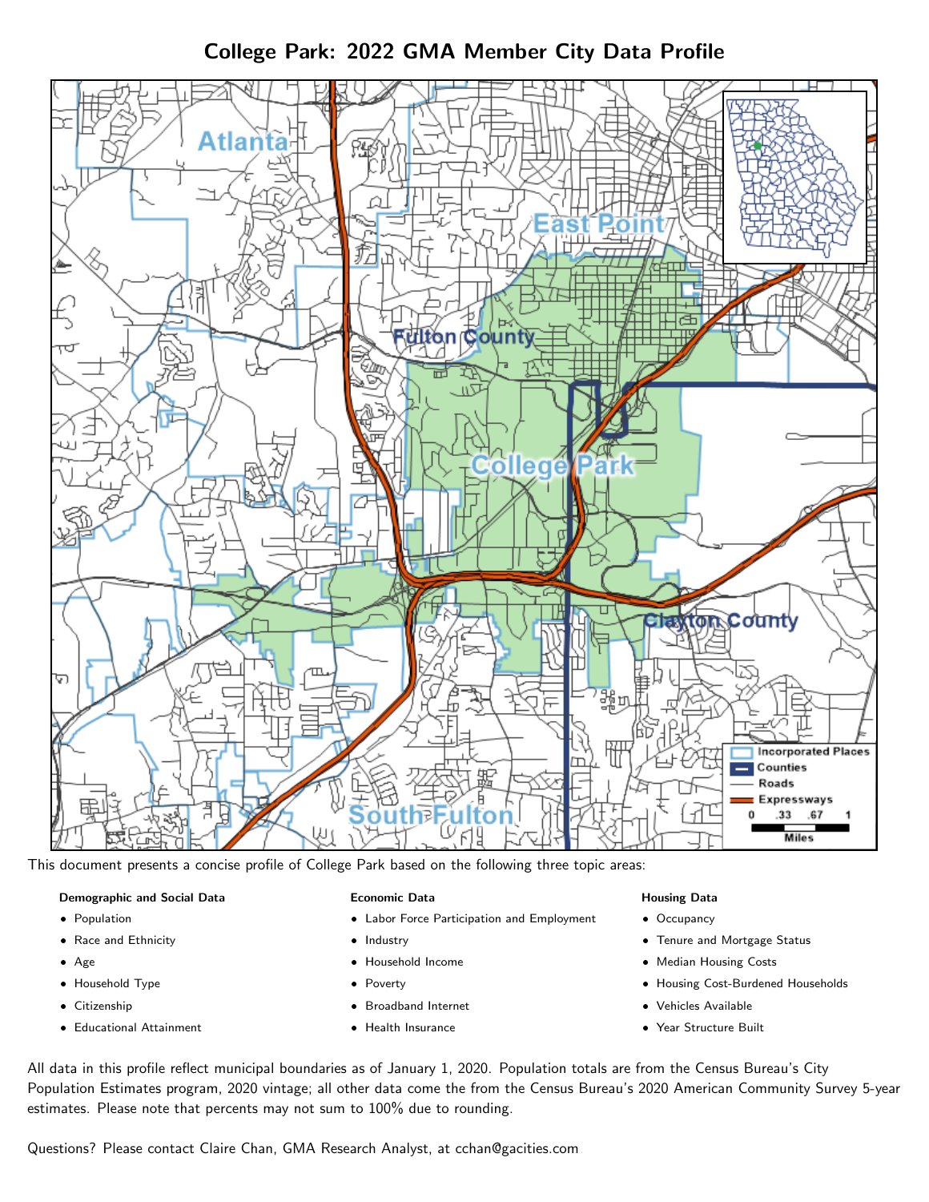# College Park: 2022 GMA Member City Data Profile

This document presents a concise profile of College Park based on the following three topic areas:

**Demographic and Social Data**

- Population
- Race and Ethnicity
- Age
- Household Type
- Citizenship
- Educational Attainment

**Economic Data**

- Labor Force Participation and Employment
- Industry
- Household Income
- Poverty
- Broadband Internet
- Health Insurance

**Housing Data**

- Occupancy
- Tenure and Mortgage Status
- Median Housing Costs
- Housing Cost-Burdened Households
- Vehicles Available
- Year Structure Built

All data in this profile reflect municipal boundaries as of January 1, 2020. Population totals are from the Census Bureau's City Population Estimates program, 2020 vintage; all other data come the from the Census Bureau's 2020 American Community Survey 5-year estimates. Please note that percents may not sum to 100% due to rounding.

Questions? Please contact Claire Chan, GMA Research Analyst, at cchan@gacities.com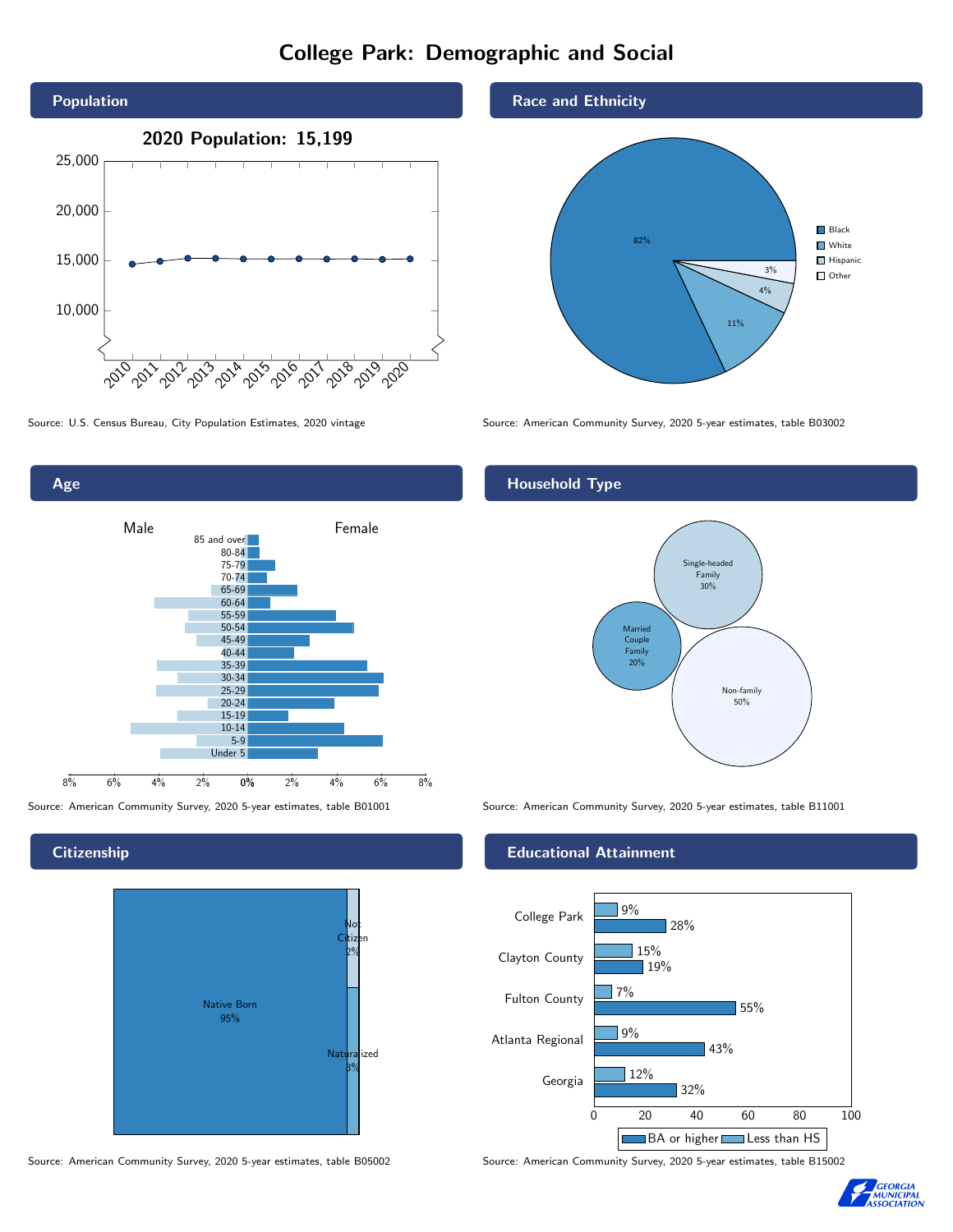# College Park: Demographic and Social

## Population

**2020 Population: 15,199**

Source: U.S. Census Bureau, City Population Estimates, 2020 vintage

## Race and Ethnicity

| Race/Ethnicity | Percent |
|---|---|
| Black | 82% |
| White | 11% |
| Hispanic | 4% |
| Other | 3% |

Source: American Community Survey, 2020 5-year estimates, table B03002

## Age

Source: American Community Survey, 2020 5-year estimates, table B01001

## Household Type

| Household Type | Percent |
|---|---|
| Single-headed Family | 30% |
| Married Couple Family | 20% |
| Non-family | 50% |

Source: American Community Survey, 2020 5-year estimates, table B11001

## Citizenship

| Citizenship | Percent |
|---|---|
| Native Born | 95% |
| Not Citizen | 2% |
| Naturalized | 3% |

Source: American Community Survey, 2020 5-year estimates, table B05002

## Educational Attainment

| Area | Less than HS | BA or higher |
|---|---|---|
| College Park | 9% | 28% |
| Clayton County | 15% | 19% |
| Fulton County | 7% | 55% |
| Atlanta Regional | 9% | 43% |
| Georgia | 12% | 32% |

Source: American Community Survey, 2020 5-year estimates, table B15002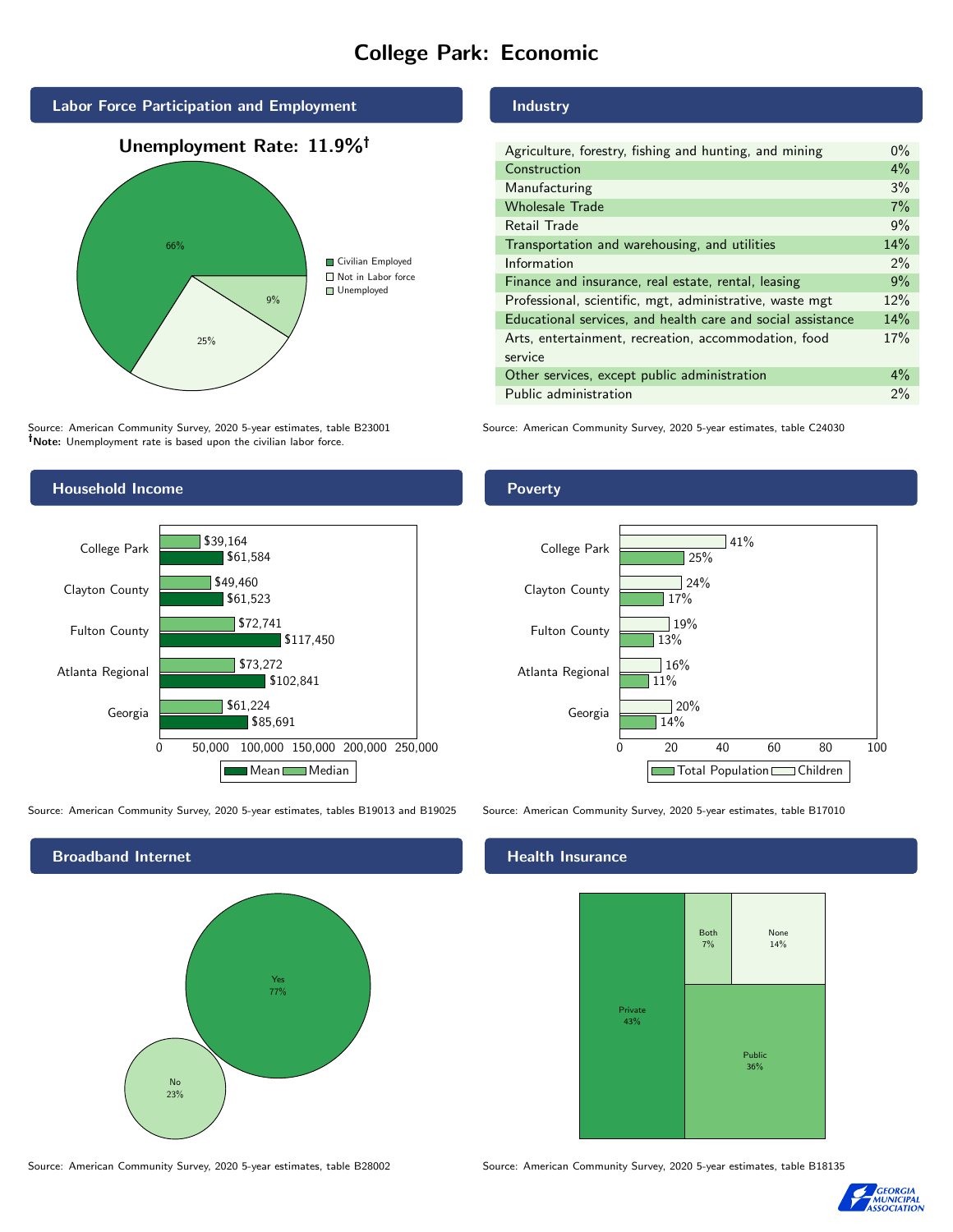# College Park: Economic

## Labor Force Participation and Employment

**Unemployment Rate: 11.9%†**

| Category | Percent |
|---|---|
| Civilian Employed | 66% |
| Not in Labor force | 25% |
| Unemployed | 9% |

Source: American Community Survey, 2020 5-year estimates, table B23001
**†Note:** Unemployment rate is based upon the civilian labor force.

## Industry

| Industry | Percent |
|---|---|
| Agriculture, forestry, fishing and hunting, and mining | 0% |
| Construction | 4% |
| Manufacturing | 3% |
| Wholesale Trade | 7% |
| Retail Trade | 9% |
| Transportation and warehousing, and utilities | 14% |
| Information | 2% |
| Finance and insurance, real estate, rental, leasing | 9% |
| Professional, scientific, mgt, administrative, waste mgt | 12% |
| Educational services, and health care and social assistance | 14% |
| Arts, entertainment, recreation, accommodation, food service | 17% |
| Other services, except public administration | 4% |
| Public administration | 2% |

Source: American Community Survey, 2020 5-year estimates, table C24030

## Household Income

| | Median | Mean |
|---|---|---|
| College Park | $39,164 | $61,584 |
| Clayton County | $49,460 | $61,523 |
| Fulton County | $72,741 | $117,450 |
| Atlanta Regional | $73,272 | $102,841 |
| Georgia | $61,224 | $85,691 |

Source: American Community Survey, 2020 5-year estimates, tables B19013 and B19025

## Poverty

| | Children | Total Population |
|---|---|---|
| College Park | 41% | 25% |
| Clayton County | 24% | 17% |
| Fulton County | 19% | 13% |
| Atlanta Regional | 16% | 11% |
| Georgia | 20% | 14% |

Source: American Community Survey, 2020 5-year estimates, table B17010

## Broadband Internet

| | Percent |
|---|---|
| Yes | 77% |
| No | 23% |

Source: American Community Survey, 2020 5-year estimates, table B28002

## Health Insurance

| | Percent |
|---|---|
| Private | 43% |
| Public | 36% |
| Both | 7% |
| None | 14% |

Source: American Community Survey, 2020 5-year estimates, table B18135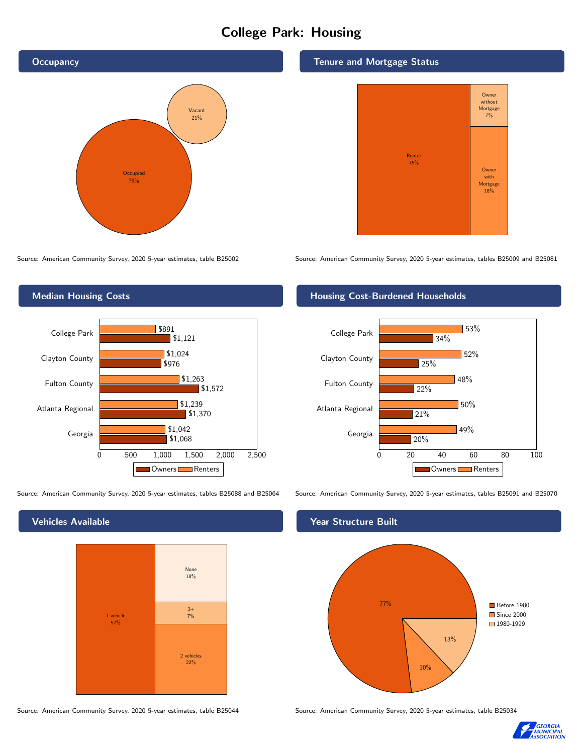# College Park: Housing

## Occupancy

Vacant
21%

Occupied
79%

Source: American Community Survey, 2020 5-year estimates, table B25002

## Tenure and Mortgage Status

Renter
75%

Owner without Mortgage
7%

Owner with Mortgage
18%

Source: American Community Survey, 2020 5-year estimates, tables B25009 and B25081

## Median Housing Costs

College Park
$891
$1,121

Clayton County
$1,024
$976

Fulton County
$1,263
$1,572

Atlanta Regional
$1,239
$1,370

Georgia
$1,042
$1,068

0 500 1,000 1,500 2,000 2,500

Owners Renters

Source: American Community Survey, 2020 5-year estimates, tables B25088 and B25064

## Housing Cost-Burdened Households

College Park
53%
34%

Clayton County
52%
25%

Fulton County
48%
22%

Atlanta Regional
50%
21%

Georgia
49%
20%

0 20 40 60 80 100

Owners Renters

Source: American Community Survey, 2020 5-year estimates, tables B25091 and B25070

## Vehicles Available

1 vehicle
52%

None
18%

3+
7%

2 vehicles
22%

Source: American Community Survey, 2020 5-year estimates, table B25044

## Year Structure Built

77%
13%
10%

Before 1980
Since 2000
1980-1999

Source: American Community Survey, 2020 5-year estimates, table B25034

GEORGIA MUNICIPAL ASSOCIATION